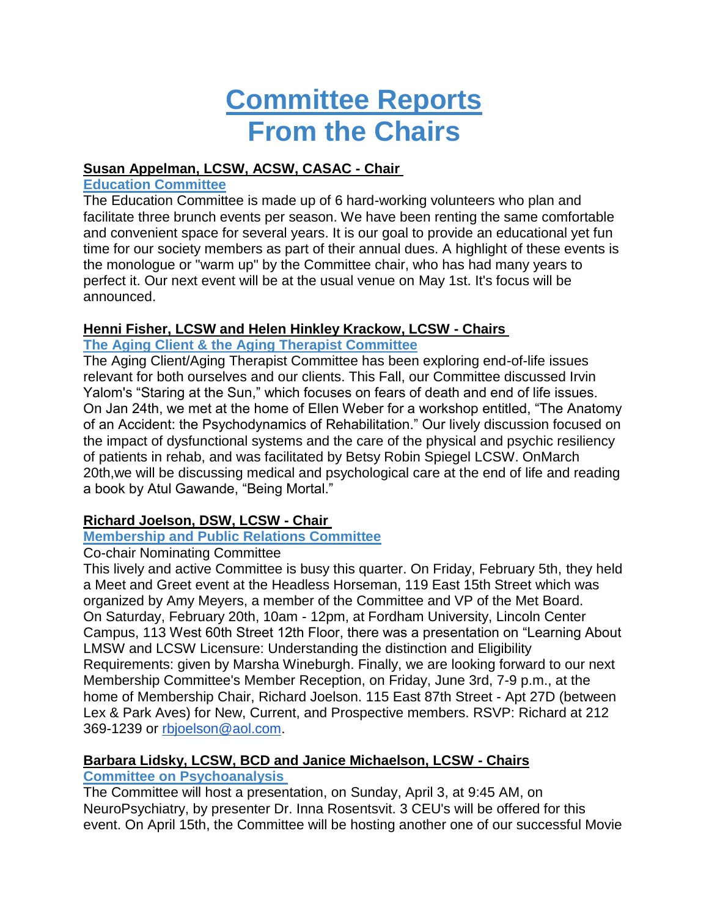# Committee Reports
# From the Chairs

**Susan Appelman, LCSW, ACSW, CASAC - Chair**

**Education Committee**

The Education Committee is made up of 6 hard-working volunteers who plan and facilitate three brunch events per season. We have been renting the same comfortable and convenient space for several years. It is our goal to provide an educational yet fun time for our society members as part of their annual dues. A highlight of these events is the monologue or "warm up" by the Committee chair, who has had many years to perfect it. Our next event will be at the usual venue on May 1st. It's focus will be announced.

**Henni Fisher, LCSW and Helen Hinkley Krackow, LCSW - Chairs**

**The Aging Client & the Aging Therapist Committee**

The Aging Client/Aging Therapist Committee has been exploring end-of-life issues relevant for both ourselves and our clients. This Fall, our Committee discussed Irvin Yalom's "Staring at the Sun," which focuses on fears of death and end of life issues. On Jan 24th, we met at the home of Ellen Weber for a workshop entitled, "The Anatomy of an Accident: the Psychodynamics of Rehabilitation." Our lively discussion focused on the impact of dysfunctional systems and the care of the physical and psychic resiliency of patients in rehab, and was facilitated by Betsy Robin Spiegel LCSW. OnMarch 20th,we will be discussing medical and psychological care at the end of life and reading a book by Atul Gawande, "Being Mortal."

**Richard Joelson, DSW, LCSW - Chair**

**Membership and Public Relations Committee**

Co-chair Nominating Committee

This lively and active Committee is busy this quarter. On Friday, February 5th, they held a Meet and Greet event at the Headless Horseman, 119 East 15th Street which was organized by Amy Meyers, a member of the Committee and VP of the Met Board. On Saturday, February 20th, 10am - 12pm, at Fordham University, Lincoln Center Campus, 113 West 60th Street 12th Floor, there was a presentation on "Learning About LMSW and LCSW Licensure: Understanding the distinction and Eligibility Requirements: given by Marsha Wineburgh. Finally, we are looking forward to our next Membership Committee's Member Reception, on Friday, June 3rd, 7-9 p.m., at the home of Membership Chair, Richard Joelson. 115 East 87th Street - Apt 27D (between Lex & Park Aves) for New, Current, and Prospective members. RSVP: Richard at 212 369-1239 or rbjoelson@aol.com.

**Barbara Lidsky, LCSW, BCD and Janice Michaelson, LCSW - Chairs**

**Committee on Psychoanalysis**

The Committee will host a presentation, on Sunday, April 3, at 9:45 AM, on NeuroPsychiatry, by presenter Dr. Inna Rosentsvit. 3 CEU's will be offered for this event. On April 15th, the Committee will be hosting another one of our successful Movie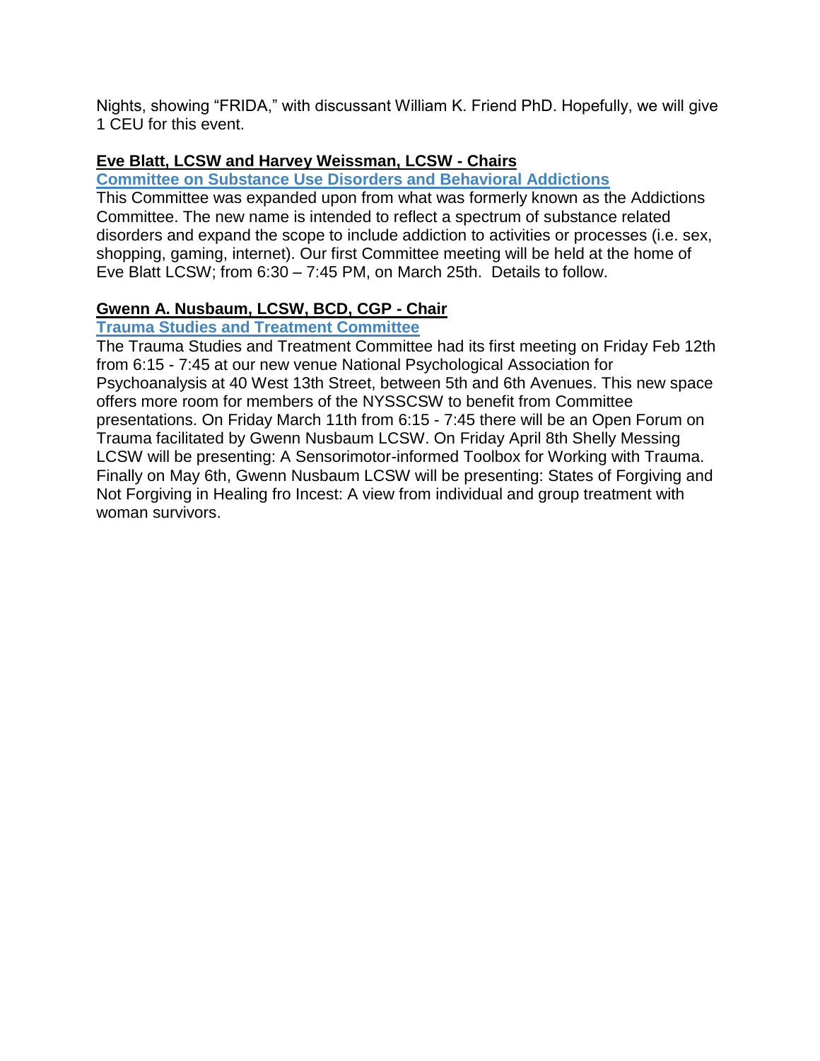Nights, showing "FRIDA," with discussant William K. Friend PhD. Hopefully, we will give 1 CEU for this event.

**Eve Blatt, LCSW and Harvey Weissman, LCSW - Chairs**

**Committee on Substance Use Disorders and Behavioral Addictions**

This Committee was expanded upon from what was formerly known as the Addictions Committee. The new name is intended to reflect a spectrum of substance related disorders and expand the scope to include addiction to activities or processes (i.e. sex, shopping, gaming, internet). Our first Committee meeting will be held at the home of Eve Blatt LCSW; from 6:30 – 7:45 PM, on March 25th. Details to follow.

**Gwenn A. Nusbaum, LCSW, BCD, CGP - Chair**

**Trauma Studies and Treatment Committee**

The Trauma Studies and Treatment Committee had its first meeting on Friday Feb 12th from 6:15 - 7:45 at our new venue National Psychological Association for Psychoanalysis at 40 West 13th Street, between 5th and 6th Avenues. This new space offers more room for members of the NYSSCSW to benefit from Committee presentations. On Friday March 11th from 6:15 - 7:45 there will be an Open Forum on Trauma facilitated by Gwenn Nusbaum LCSW. On Friday April 8th Shelly Messing LCSW will be presenting: A Sensorimotor-informed Toolbox for Working with Trauma. Finally on May 6th, Gwenn Nusbaum LCSW will be presenting: States of Forgiving and Not Forgiving in Healing fro Incest: A view from individual and group treatment with woman survivors.